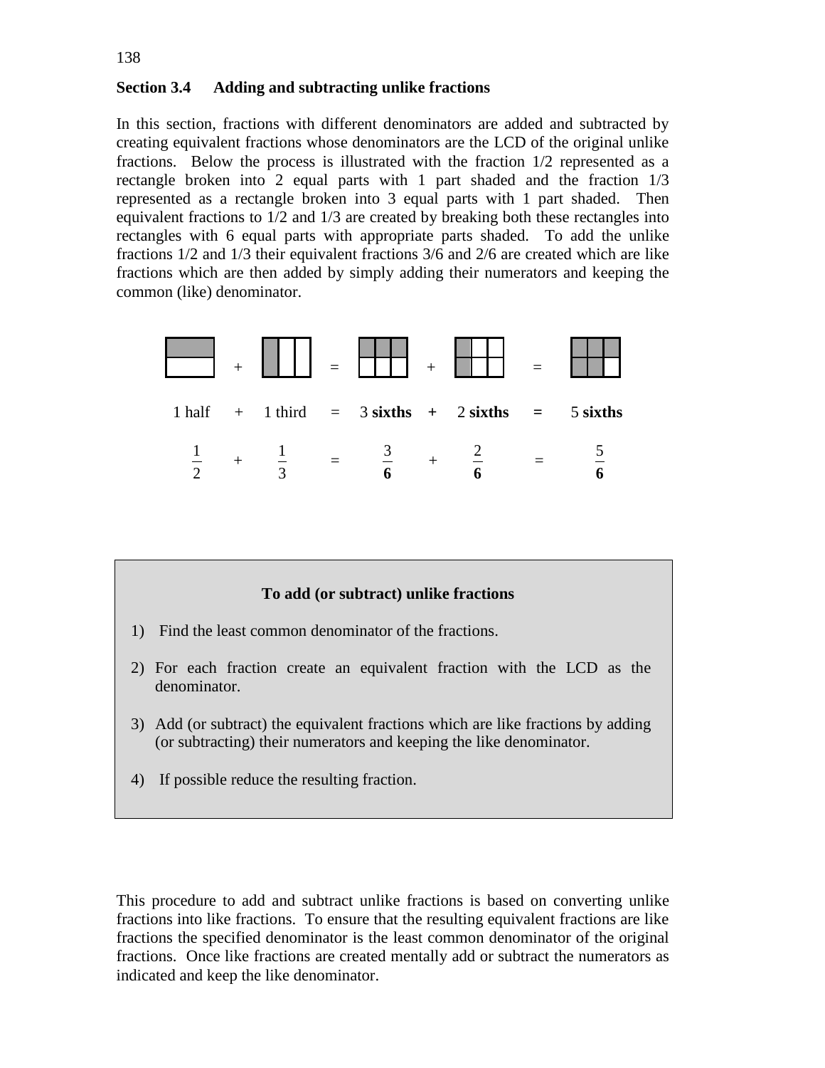## Section 3.4 Adding and subtracting unlike fractions

In this section, fractions with different denominators are added and subtracted by creating equivalent fractions whose denominators are the LCD of the original unlike fractions. Below the process is illustrated with the fraction 1/2 represented as a rectangle broken into 2 equal parts with 1 part shaded and the fraction 1/3 represented as a rectangle broken into 3 equal parts with 1 part shaded. Then equivalent fractions to 1/2 and 1/3 are created by breaking both these rectangles into rectangles with 6 equal parts with appropriate parts shaded. To add the unlike fractions 1/2 and 1/3 their equivalent fractions 3/6 and 2/6 are created which are like fractions which are then added by simply adding their numerators and keeping the common (like) denominator.

1 half + 1 third = 3 **sixths** **+** 2 **sixths** **=** 5 **sixths**

$$\frac{1}{2} + \frac{1}{3} = \frac{3}{\mathbf{6}} + \frac{2}{\mathbf{6}} = \frac{5}{\mathbf{6}}$$

**To add (or subtract) unlike fractions**

1) Find the least common denominator of the fractions.
2) For each fraction create an equivalent fraction with the LCD as the denominator.
3) Add (or subtract) the equivalent fractions which are like fractions by adding (or subtracting) their numerators and keeping the like denominator.
4) If possible reduce the resulting fraction.

This procedure to add and subtract unlike fractions is based on converting unlike fractions into like fractions. To ensure that the resulting equivalent fractions are like fractions the specified denominator is the least common denominator of the original fractions. Once like fractions are created mentally add or subtract the numerators as indicated and keep the like denominator.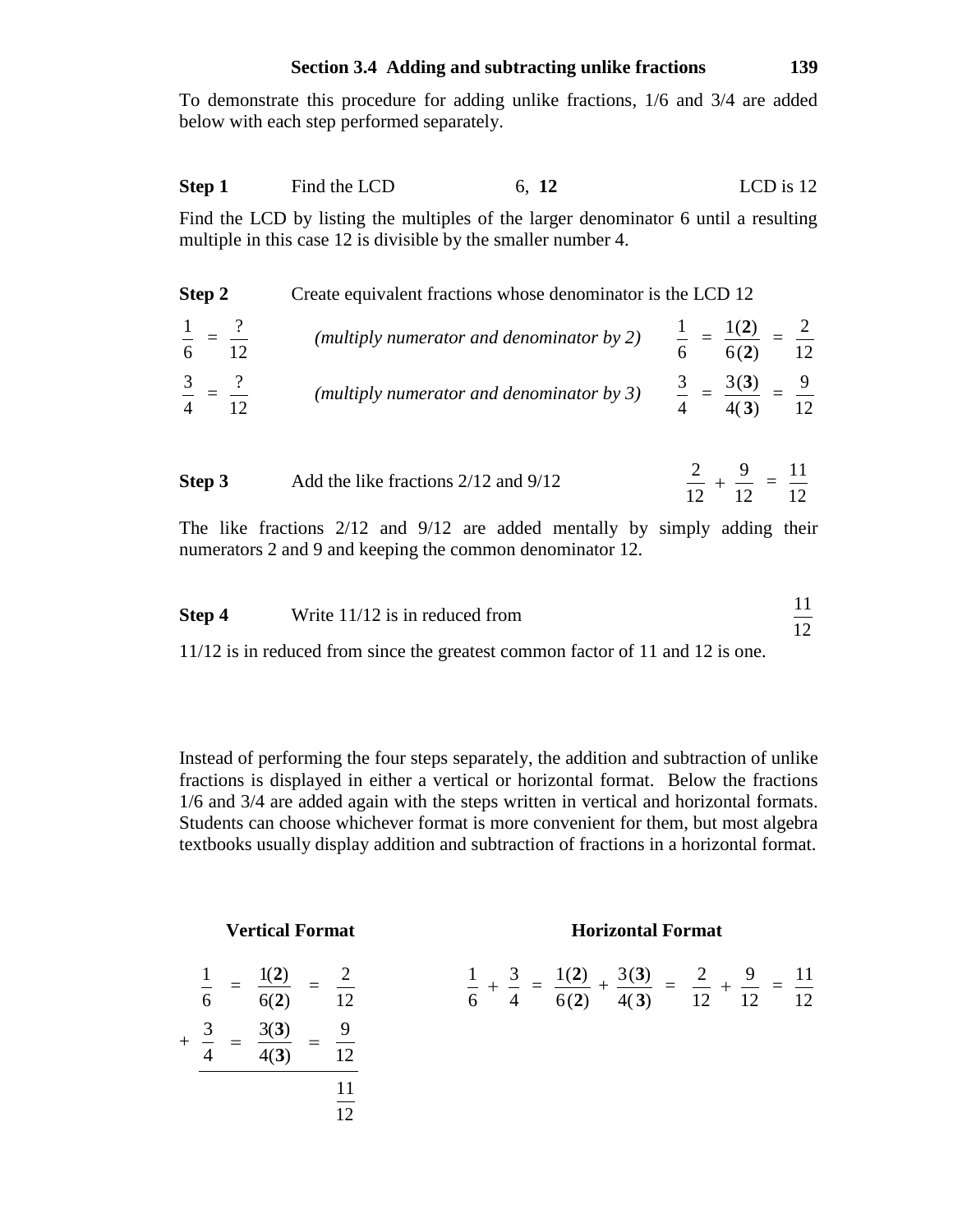To demonstrate this procedure for adding unlike fractions, 1/6 and 3/4 are added below with each step performed separately.

**Step 1** Find the LCD 6, **12** LCD is 12

Find the LCD by listing the multiples of the larger denominator 6 until a resulting multiple in this case 12 is divisible by the smaller number 4.

**Step 2** Create equivalent fractions whose denominator is the LCD 12

$\frac{1}{6} = \frac{?}{12}$ *(multiply numerator and denominator by 2)* $\frac{1}{6} = \frac{1(\mathbf{2})}{6(\mathbf{2})} = \frac{2}{12}$

$\frac{3}{4} = \frac{?}{12}$ *(multiply numerator and denominator by 3)* $\frac{3}{4} = \frac{3(\mathbf{3})}{4(\mathbf{3})} = \frac{9}{12}$

**Step 3** Add the like fractions 2/12 and 9/12 $\frac{2}{12} + \frac{9}{12} = \frac{11}{12}$

The like fractions 2/12 and 9/12 are added mentally by simply adding their numerators 2 and 9 and keeping the common denominator 12.

**Step 4** Write 11/12 is in reduced from $\frac{11}{12}$

11/12 is in reduced from since the greatest common factor of 11 and 12 is one.

Instead of performing the four steps separately, the addition and subtraction of unlike fractions is displayed in either a vertical or horizontal format. Below the fractions 1/6 and 3/4 are added again with the steps written in vertical and horizontal formats. Students can choose whichever format is more convenient for them, but most algebra textbooks usually display addition and subtraction of fractions in a horizontal format.

**Vertical Format**

$$\begin{array}{rcccc} & \frac{1}{6} & = & \frac{1(\mathbf{2})}{6(\mathbf{2})} & = & \frac{2}{12} \\ + & \frac{3}{4} & = & \frac{3(\mathbf{3})}{4(\mathbf{3})} & = & \frac{9}{12} \\ \hline & & & & & \frac{11}{12} \end{array}$$

**Horizontal Format**

$$\frac{1}{6} + \frac{3}{4} = \frac{1(\mathbf{2})}{6(\mathbf{2})} + \frac{3(\mathbf{3})}{4(\mathbf{3})} = \frac{2}{12} + \frac{9}{12} = \frac{11}{12}$$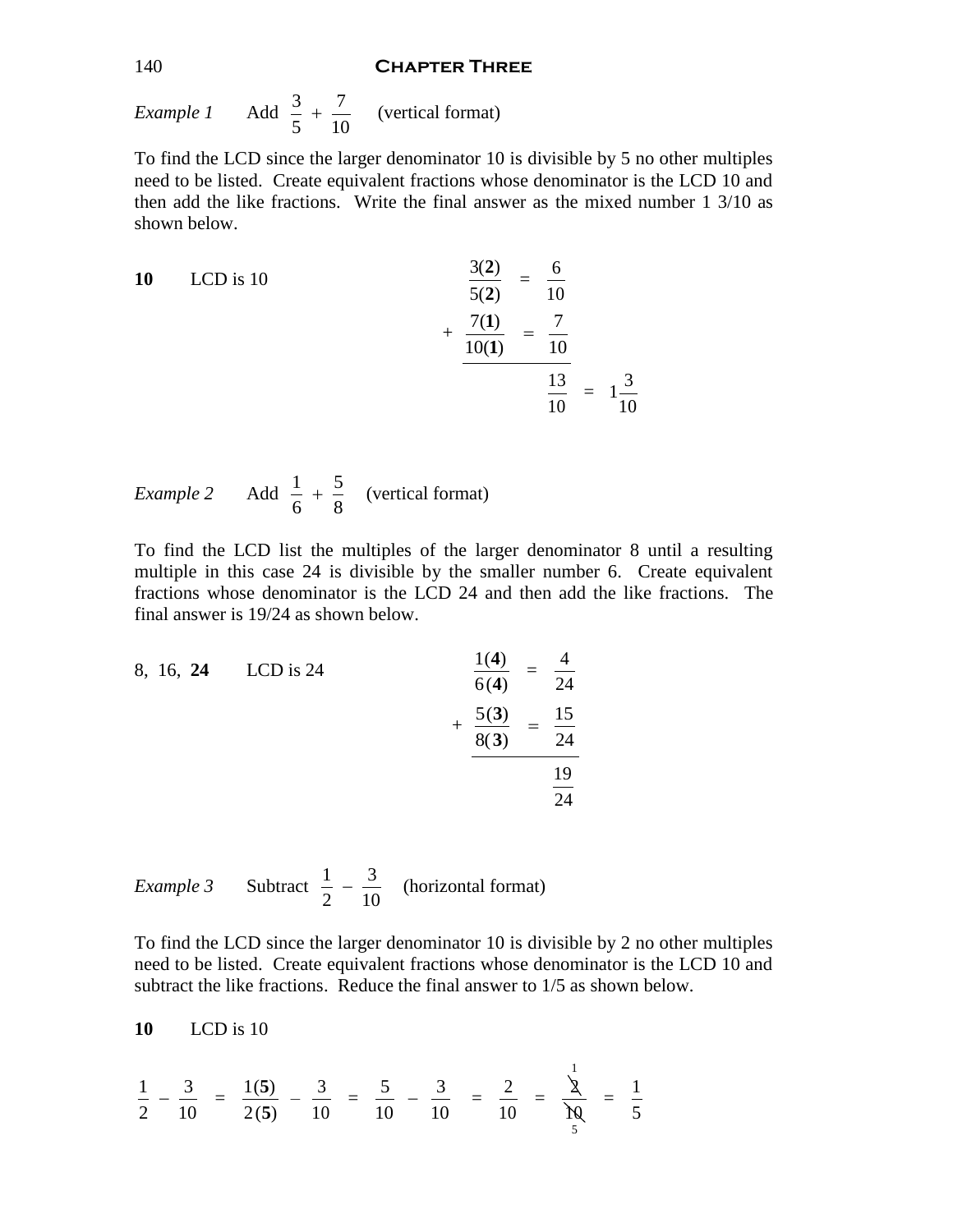*Example 1* Add $\frac{3}{5} + \frac{7}{10}$ (vertical format)

To find the LCD since the larger denominator 10 is divisible by 5 no other multiples need to be listed. Create equivalent fractions whose denominator is the LCD 10 and then add the like fractions. Write the final answer as the mixed number 1 3/10 as shown below.

**10** LCD is 10

$$
\begin{array}{rcl}
 & \frac{3(\mathbf{2})}{5(\mathbf{2})} = & \frac{6}{10} \\
+ & \frac{7(\mathbf{1})}{10(\mathbf{1})} = & \frac{7}{10} \\
\hline
 & & \frac{13}{10} = 1\frac{3}{10}
\end{array}
$$

*Example 2* Add $\frac{1}{6} + \frac{5}{8}$ (vertical format)

To find the LCD list the multiples of the larger denominator 8 until a resulting multiple in this case 24 is divisible by the smaller number 6. Create equivalent fractions whose denominator is the LCD 24 and then add the like fractions. The final answer is 19/24 as shown below.

8, 16, **24** LCD is 24

$$
\begin{array}{rcl}
 & \frac{1(\mathbf{4})}{6(\mathbf{4})} = & \frac{4}{24} \\
+ & \frac{5(\mathbf{3})}{8(\mathbf{3})} = & \frac{15}{24} \\
\hline
 & & \frac{19}{24}
\end{array}
$$

*Example 3* Subtract $\frac{1}{2} - \frac{3}{10}$ (horizontal format)

To find the LCD since the larger denominator 10 is divisible by 2 no other multiples need to be listed. Create equivalent fractions whose denominator is the LCD 10 and subtract the like fractions. Reduce the final answer to 1/5 as shown below.

**10** LCD is 10

$$\frac{1}{2} - \frac{3}{10} = \frac{1(\mathbf{5})}{2(\mathbf{5})} - \frac{3}{10} = \frac{5}{10} - \frac{3}{10} = \frac{2}{10} = \frac{\overset{1}{\cancel{2}}}{\underset{5}{\cancel{10}}} = \frac{1}{5}$$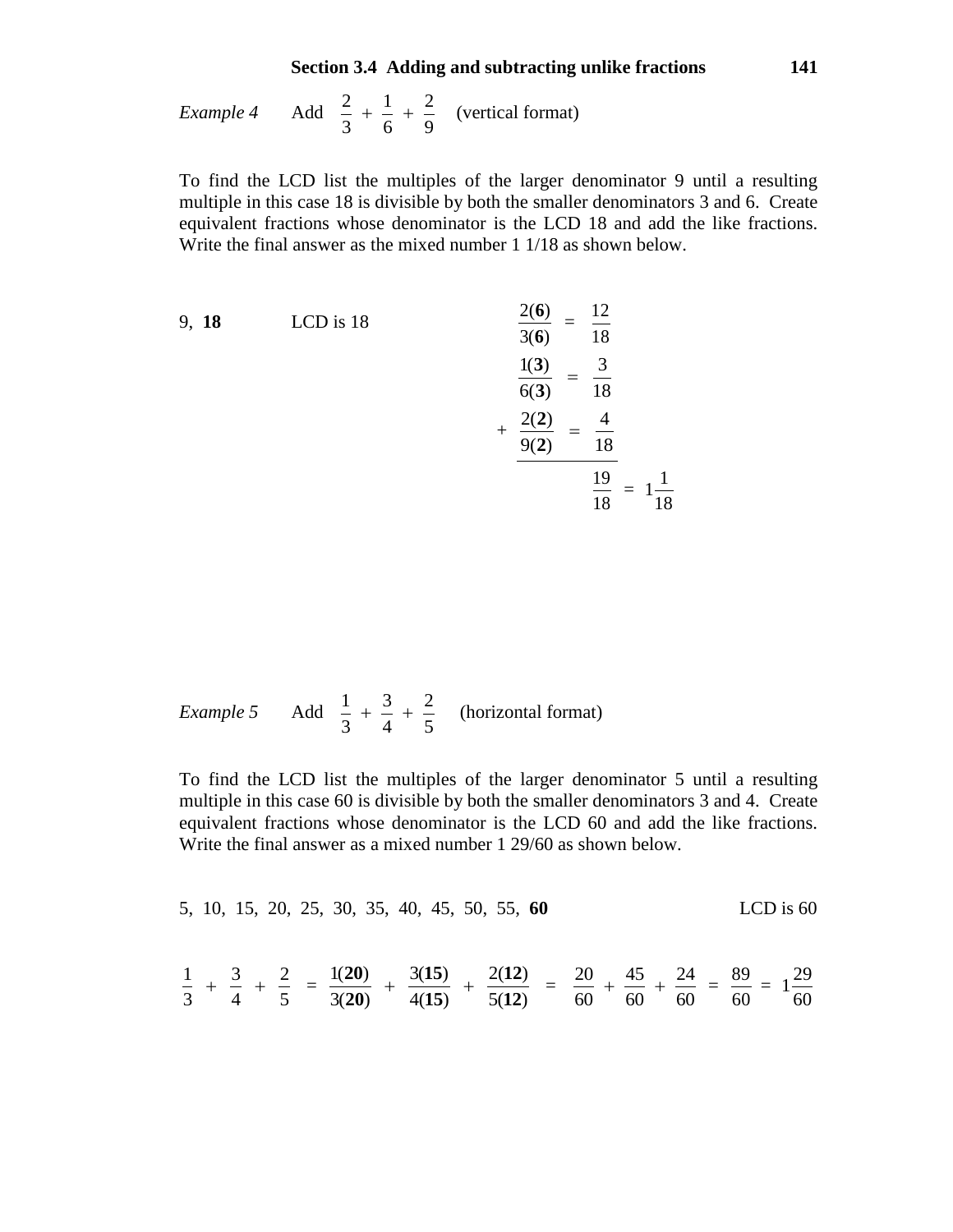*Example 4* Add $\dfrac{2}{3} + \dfrac{1}{6} + \dfrac{2}{9}$ (vertical format)

To find the LCD list the multiples of the larger denominator 9 until a resulting multiple in this case 18 is divisible by both the smaller denominators 3 and 6. Create equivalent fractions whose denominator is the LCD 18 and add the like fractions. Write the final answer as the mixed number 1 1/18 as shown below.

9, **18** LCD is 18

$$\begin{array}{rcl} & \dfrac{2(\mathbf{6})}{3(\mathbf{6})} & = \dfrac{12}{18} \\ & \dfrac{1(\mathbf{3})}{6(\mathbf{3})} & = \dfrac{3}{18} \\ + & \dfrac{2(\mathbf{2})}{9(\mathbf{2})} & = \dfrac{4}{18} \\ \hline & & \dfrac{19}{18} = 1\dfrac{1}{18} \end{array}$$

*Example 5* Add $\dfrac{1}{3} + \dfrac{3}{4} + \dfrac{2}{5}$ (horizontal format)

To find the LCD list the multiples of the larger denominator 5 until a resulting multiple in this case 60 is divisible by both the smaller denominators 3 and 4. Create equivalent fractions whose denominator is the LCD 60 and add the like fractions. Write the final answer as a mixed number 1 29/60 as shown below.

5, 10, 15, 20, 25, 30, 35, 40, 45, 50, 55, **60** LCD is 60

$$\frac{1}{3} + \frac{3}{4} + \frac{2}{5} = \frac{1(\mathbf{20})}{3(\mathbf{20})} + \frac{3(\mathbf{15})}{4(\mathbf{15})} + \frac{2(\mathbf{12})}{5(\mathbf{12})} = \frac{20}{60} + \frac{45}{60} + \frac{24}{60} = \frac{89}{60} = 1\frac{29}{60}$$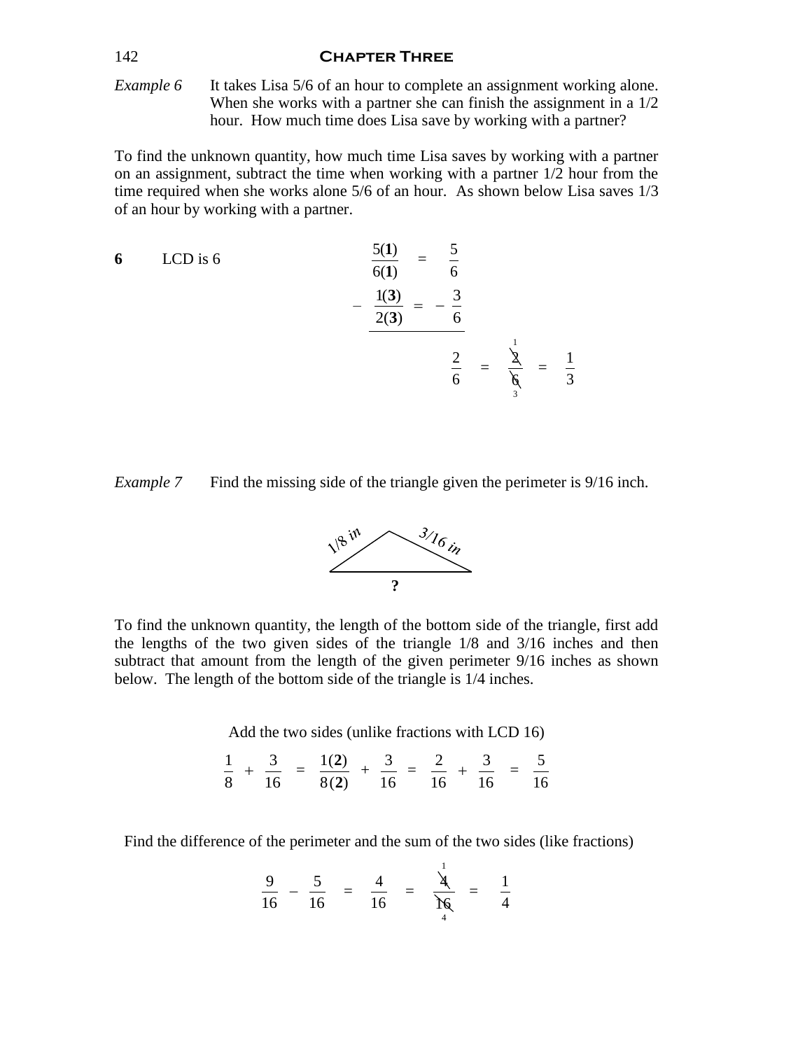*Example 6* It takes Lisa 5/6 of an hour to complete an assignment working alone. When she works with a partner she can finish the assignment in a 1/2 hour. How much time does Lisa save by working with a partner?

To find the unknown quantity, how much time Lisa saves by working with a partner on an assignment, subtract the time when working with a partner 1/2 hour from the time required when she works alone 5/6 of an hour. As shown below Lisa saves 1/3 of an hour by working with a partner.

**6** LCD is 6

$$\frac{5(\mathbf{1})}{6(\mathbf{1})} = \frac{5}{6}$$

$$-\ \frac{1(\mathbf{3})}{2(\mathbf{3})} = -\ \frac{3}{6}$$

$$\frac{2}{6} = \frac{\cancel{2}^{1}}{\cancel{6}_{3}} = \frac{1}{3}$$

*Example 7* Find the missing side of the triangle given the perimeter is 9/16 inch.

(Triangle with sides labeled 1/8 in, 3/16 in, and ?)

To find the unknown quantity, the length of the bottom side of the triangle, first add the lengths of the two given sides of the triangle 1/8 and 3/16 inches and then subtract that amount from the length of the given perimeter 9/16 inches as shown below. The length of the bottom side of the triangle is 1/4 inches.

Add the two sides (unlike fractions with LCD 16)

$$\frac{1}{8} + \frac{3}{16} = \frac{1(\mathbf{2})}{8(\mathbf{2})} + \frac{3}{16} = \frac{2}{16} + \frac{3}{16} = \frac{5}{16}$$

Find the difference of the perimeter and the sum of the two sides (like fractions)

$$\frac{9}{16} - \frac{5}{16} = \frac{4}{16} = \frac{\cancel{4}^{1}}{\cancel{16}_{4}} = \frac{1}{4}$$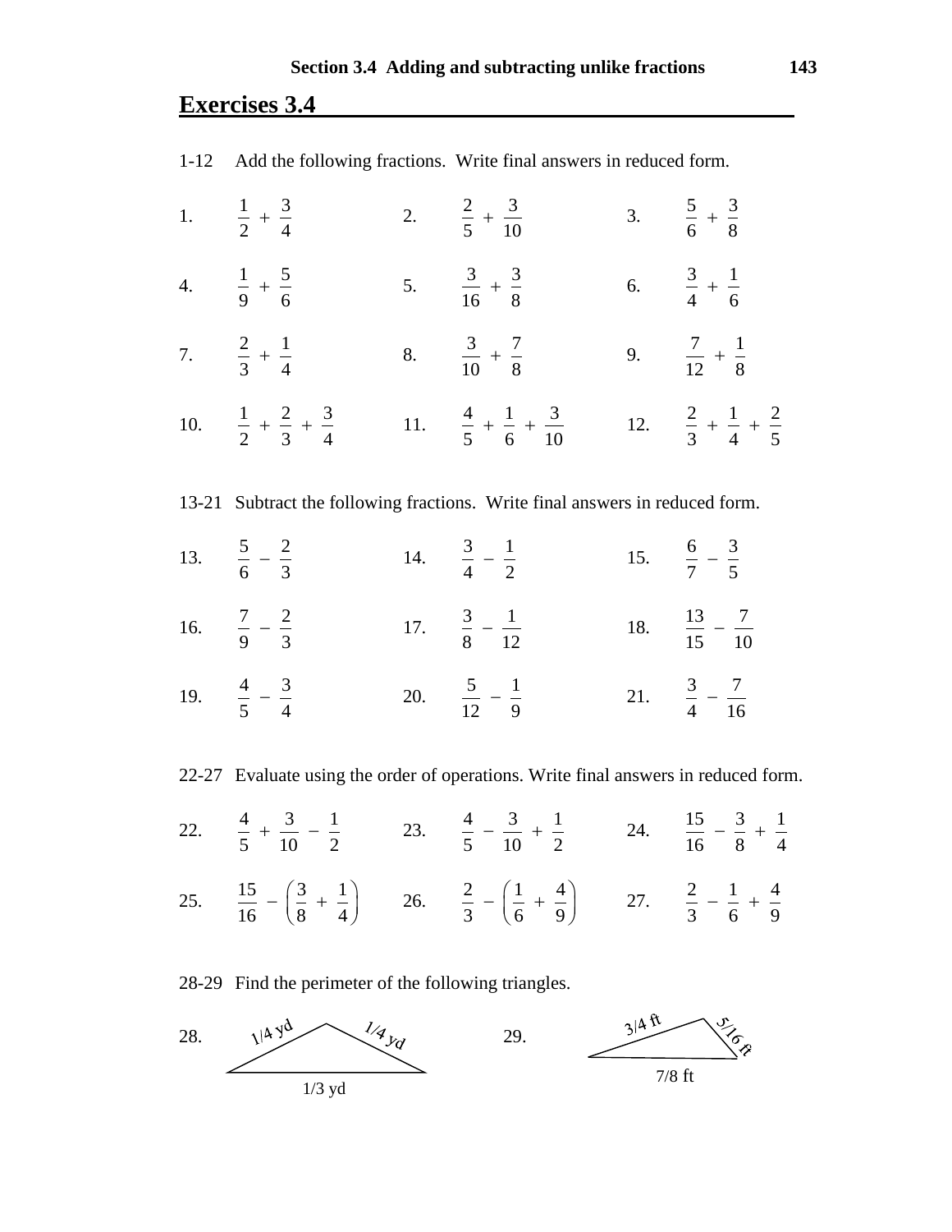## Exercises 3.4

1-12 Add the following fractions. Write final answers in reduced form.

1. $\frac{1}{2} + \frac{3}{4}$

2. $\frac{2}{5} + \frac{3}{10}$

3. $\frac{5}{6} + \frac{3}{8}$

4. $\frac{1}{9} + \frac{5}{6}$

5. $\frac{3}{16} + \frac{3}{8}$

6. $\frac{3}{4} + \frac{1}{6}$

7. $\frac{2}{3} + \frac{1}{4}$

8. $\frac{3}{10} + \frac{7}{8}$

9. $\frac{7}{12} + \frac{1}{8}$

10. $\frac{1}{2} + \frac{2}{3} + \frac{3}{4}$

11. $\frac{4}{5} + \frac{1}{6} + \frac{3}{10}$

12. $\frac{2}{3} + \frac{1}{4} + \frac{2}{5}$

13-21 Subtract the following fractions. Write final answers in reduced form.

13. $\frac{5}{6} - \frac{2}{3}$

14. $\frac{3}{4} - \frac{1}{2}$

15. $\frac{6}{7} - \frac{3}{5}$

16. $\frac{7}{9} - \frac{2}{3}$

17. $\frac{3}{8} - \frac{1}{12}$

18. $\frac{13}{15} - \frac{7}{10}$

19. $\frac{4}{5} - \frac{3}{4}$

20. $\frac{5}{12} - \frac{1}{9}$

21. $\frac{3}{4} - \frac{7}{16}$

22-27 Evaluate using the order of operations. Write final answers in reduced form.

22. $\frac{4}{5} + \frac{3}{10} - \frac{1}{2}$

23. $\frac{4}{5} - \frac{3}{10} + \frac{1}{2}$

24. $\frac{15}{16} - \frac{3}{8} + \frac{1}{4}$

25. $\frac{15}{16} - \left(\frac{3}{8} + \frac{1}{4}\right)$

26. $\frac{2}{3} - \left(\frac{1}{6} + \frac{4}{9}\right)$

27. $\frac{2}{3} - \frac{1}{6} + \frac{4}{9}$

28-29 Find the perimeter of the following triangles.

28. (Triangle with sides 1/4 yd, 1/4 yd, 1/3 yd)

29. (Triangle with sides 3/4 ft, 5/16 ft, 7/8 ft)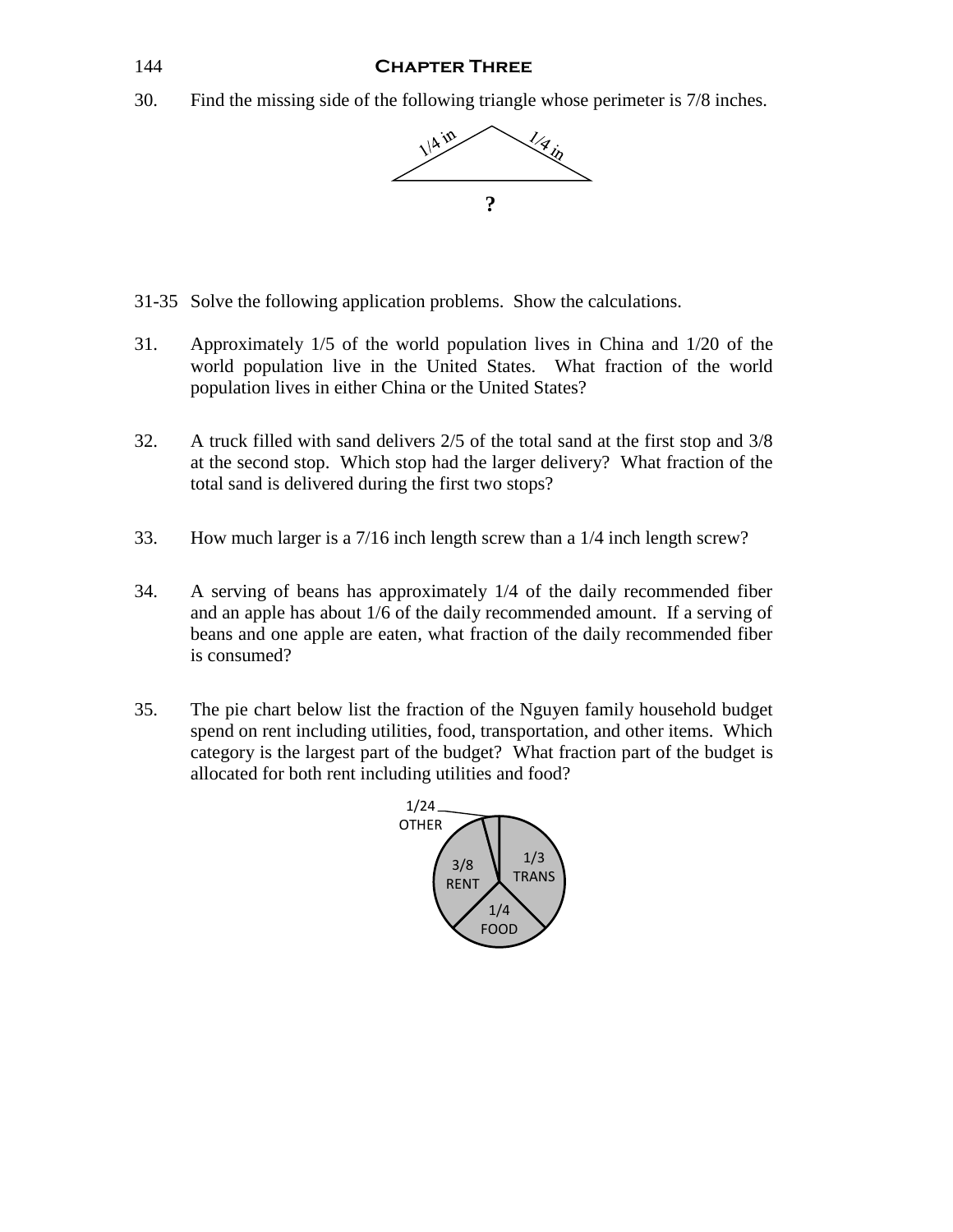30. Find the missing side of the following triangle whose perimeter is 7/8 inches.

1/4 in

1/4 in

?

31-35 Solve the following application problems. Show the calculations.

31. Approximately 1/5 of the world population lives in China and 1/20 of the world population live in the United States. What fraction of the world population lives in either China or the United States?

32. A truck filled with sand delivers 2/5 of the total sand at the first stop and 3/8 at the second stop. Which stop had the larger delivery? What fraction of the total sand is delivered during the first two stops?

33. How much larger is a 7/16 inch length screw than a 1/4 inch length screw?

34. A serving of beans has approximately 1/4 of the daily recommended fiber and an apple has about 1/6 of the daily recommended amount. If a serving of beans and one apple are eaten, what fraction of the daily recommended fiber is consumed?

35. The pie chart below list the fraction of the Nguyen family household budget spend on rent including utilities, food, transportation, and other items. Which category is the largest part of the budget? What fraction part of the budget is allocated for both rent including utilities and food?

1/24 OTHER

3/8 RENT

1/3 TRANS

1/4 FOOD